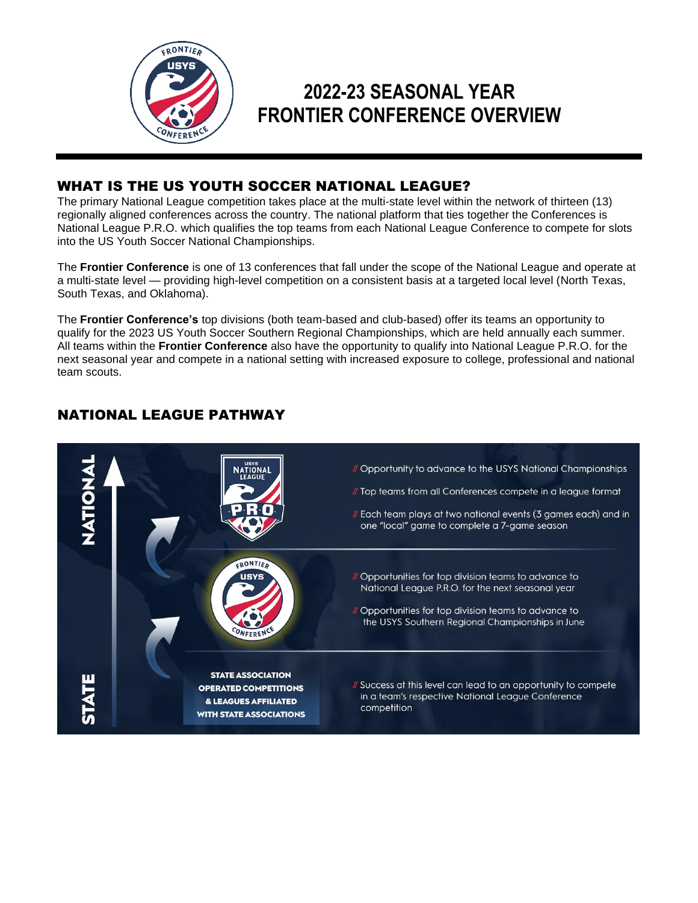# 2022-23 SEASONAL YEAR
# FRONTIER CONFERENCE OVERVIEW

## WHAT IS THE US YOUTH SOCCER NATIONAL LEAGUE?

The primary National League competition takes place at the multi-state level within the network of thirteen (13) regionally aligned conferences across the country. The national platform that ties together the Conferences is National League P.R.O. which qualifies the top teams from each National League Conference to compete for slots into the US Youth Soccer National Championships.

The **Frontier Conference** is one of 13 conferences that fall under the scope of the National League and operate at a multi-state level — providing high-level competition on a consistent basis at a targeted local level (North Texas, South Texas, and Oklahoma).

The **Frontier Conference's** top divisions (both team-based and club-based) offer its teams an opportunity to qualify for the 2023 US Youth Soccer Southern Regional Championships, which are held annually each summer. All teams within the **Frontier Conference** also have the opportunity to qualify into National League P.R.O. for the next seasonal year and compete in a national setting with increased exposure to college, professional and national team scouts.

## NATIONAL LEAGUE PATHWAY

**NATIONAL**

**USYS NATIONAL LEAGUE P.R.O.**

// Opportunity to advance to the USYS National Championships

// Top teams from all Conferences compete in a league format

// Each team plays at two national events (3 games each) and in one "local" game to complete a 7-game season

**FRONTIER USYS CONFERENCE**

// Opportunities for top division teams to advance to National League P.R.O. for the next seasonal year

// Opportunities for top division teams to advance to the USYS Southern Regional Championships in June

**STATE**

**STATE ASSOCIATION OPERATED COMPETITIONS & LEAGUES AFFILIATED WITH STATE ASSOCIATIONS**

// Success at this level can lead to an opportunity to compete in a team's respective National League Conference competition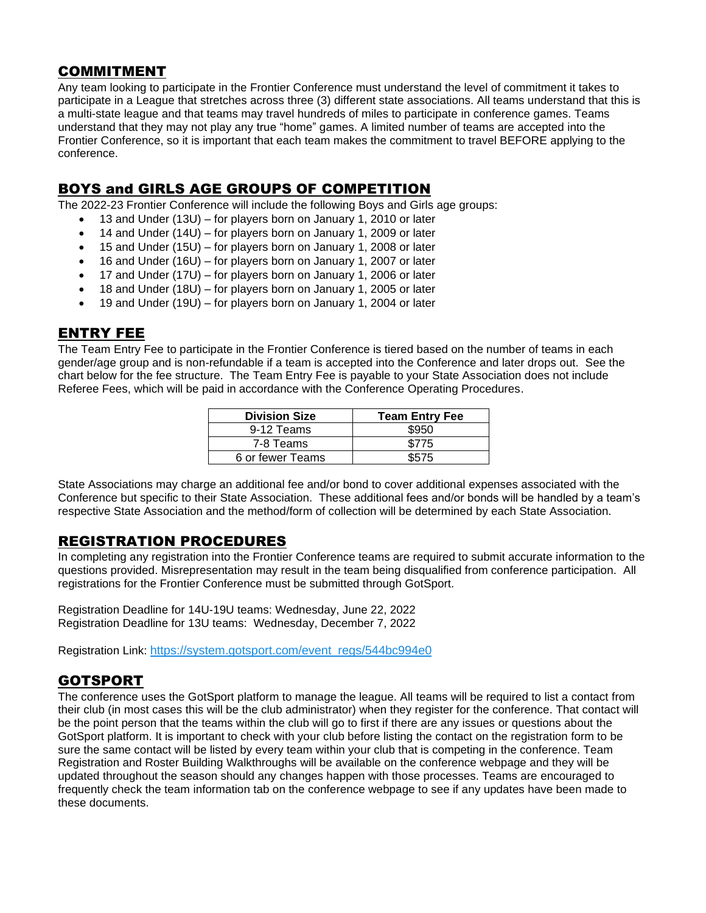## COMMITMENT

Any team looking to participate in the Frontier Conference must understand the level of commitment it takes to participate in a League that stretches across three (3) different state associations. All teams understand that this is a multi-state league and that teams may travel hundreds of miles to participate in conference games. Teams understand that they may not play any true "home" games. A limited number of teams are accepted into the Frontier Conference, so it is important that each team makes the commitment to travel BEFORE applying to the conference.

## BOYS and GIRLS AGE GROUPS OF COMPETITION

The 2022-23 Frontier Conference will include the following Boys and Girls age groups:

- 13 and Under (13U) – for players born on January 1, 2010 or later
- 14 and Under (14U) – for players born on January 1, 2009 or later
- 15 and Under (15U) – for players born on January 1, 2008 or later
- 16 and Under (16U) – for players born on January 1, 2007 or later
- 17 and Under (17U) – for players born on January 1, 2006 or later
- 18 and Under (18U) – for players born on January 1, 2005 or later
- 19 and Under (19U) – for players born on January 1, 2004 or later

## ENTRY FEE

The Team Entry Fee to participate in the Frontier Conference is tiered based on the number of teams in each gender/age group and is non-refundable if a team is accepted into the Conference and later drops out. See the chart below for the fee structure. The Team Entry Fee is payable to your State Association does not include Referee Fees, which will be paid in accordance with the Conference Operating Procedures.

| Division Size | Team Entry Fee |
|---|---|
| 9-12 Teams | $950 |
| 7-8 Teams | $775 |
| 6 or fewer Teams | $575 |

State Associations may charge an additional fee and/or bond to cover additional expenses associated with the Conference but specific to their State Association. These additional fees and/or bonds will be handled by a team's respective State Association and the method/form of collection will be determined by each State Association.

## REGISTRATION PROCEDURES

In completing any registration into the Frontier Conference teams are required to submit accurate information to the questions provided. Misrepresentation may result in the team being disqualified from conference participation. All registrations for the Frontier Conference must be submitted through GotSport.

Registration Deadline for 14U-19U teams: Wednesday, June 22, 2022
Registration Deadline for 13U teams: Wednesday, December 7, 2022

Registration Link: https://system.gotsport.com/event_regs/544bc994e0

## GOTSPORT

The conference uses the GotSport platform to manage the league. All teams will be required to list a contact from their club (in most cases this will be the club administrator) when they register for the conference. That contact will be the point person that the teams within the club will go to first if there are any issues or questions about the GotSport platform. It is important to check with your club before listing the contact on the registration form to be sure the same contact will be listed by every team within your club that is competing in the conference. Team Registration and Roster Building Walkthroughs will be available on the conference webpage and they will be updated throughout the season should any changes happen with those processes. Teams are encouraged to frequently check the team information tab on the conference webpage to see if any updates have been made to these documents.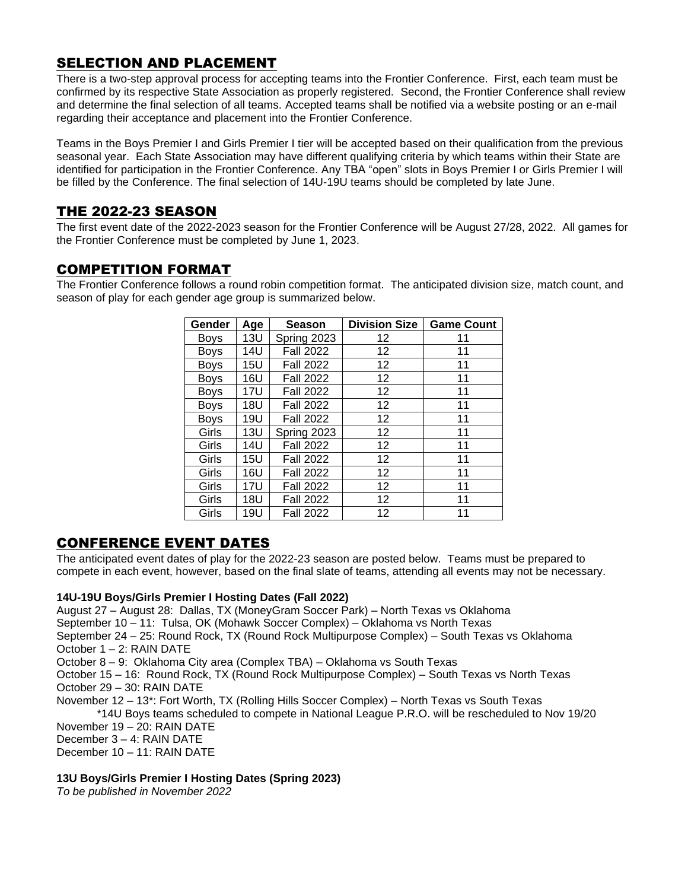## SELECTION AND PLACEMENT

There is a two-step approval process for accepting teams into the Frontier Conference. First, each team must be confirmed by its respective State Association as properly registered. Second, the Frontier Conference shall review and determine the final selection of all teams. Accepted teams shall be notified via a website posting or an e-mail regarding their acceptance and placement into the Frontier Conference.

Teams in the Boys Premier I and Girls Premier I tier will be accepted based on their qualification from the previous seasonal year. Each State Association may have different qualifying criteria by which teams within their State are identified for participation in the Frontier Conference. Any TBA "open" slots in Boys Premier I or Girls Premier I will be filled by the Conference. The final selection of 14U-19U teams should be completed by late June.

## THE 2022-23 SEASON

The first event date of the 2022-2023 season for the Frontier Conference will be August 27/28, 2022. All games for the Frontier Conference must be completed by June 1, 2023.

## COMPETITION FORMAT

The Frontier Conference follows a round robin competition format. The anticipated division size, match count, and season of play for each gender age group is summarized below.

| Gender | Age | Season | Division Size | Game Count |
|---|---|---|---|---|
| Boys | 13U | Spring 2023 | 12 | 11 |
| Boys | 14U | Fall 2022 | 12 | 11 |
| Boys | 15U | Fall 2022 | 12 | 11 |
| Boys | 16U | Fall 2022 | 12 | 11 |
| Boys | 17U | Fall 2022 | 12 | 11 |
| Boys | 18U | Fall 2022 | 12 | 11 |
| Boys | 19U | Fall 2022 | 12 | 11 |
| Girls | 13U | Spring 2023 | 12 | 11 |
| Girls | 14U | Fall 2022 | 12 | 11 |
| Girls | 15U | Fall 2022 | 12 | 11 |
| Girls | 16U | Fall 2022 | 12 | 11 |
| Girls | 17U | Fall 2022 | 12 | 11 |
| Girls | 18U | Fall 2022 | 12 | 11 |
| Girls | 19U | Fall 2022 | 12 | 11 |

## CONFERENCE EVENT DATES

The anticipated event dates of play for the 2022-23 season are posted below. Teams must be prepared to compete in each event, however, based on the final slate of teams, attending all events may not be necessary.

**14U-19U Boys/Girls Premier I Hosting Dates (Fall 2022)**

August 27 – August 28: Dallas, TX (MoneyGram Soccer Park) – North Texas vs Oklahoma
September 10 – 11: Tulsa, OK (Mohawk Soccer Complex) – Oklahoma vs North Texas
September 24 – 25: Round Rock, TX (Round Rock Multipurpose Complex) – South Texas vs Oklahoma
October 1 – 2: RAIN DATE
October 8 – 9: Oklahoma City area (Complex TBA) – Oklahoma vs South Texas
October 15 – 16: Round Rock, TX (Round Rock Multipurpose Complex) – South Texas vs North Texas
October 29 – 30: RAIN DATE
November 12 – 13*: Fort Worth, TX (Rolling Hills Soccer Complex) – North Texas vs South Texas
 *14U Boys teams scheduled to compete in National League P.R.O. will be rescheduled to Nov 19/20
November 19 – 20: RAIN DATE
December 3 – 4: RAIN DATE
December 10 – 11: RAIN DATE

**13U Boys/Girls Premier I Hosting Dates (Spring 2023)**

*To be published in November 2022*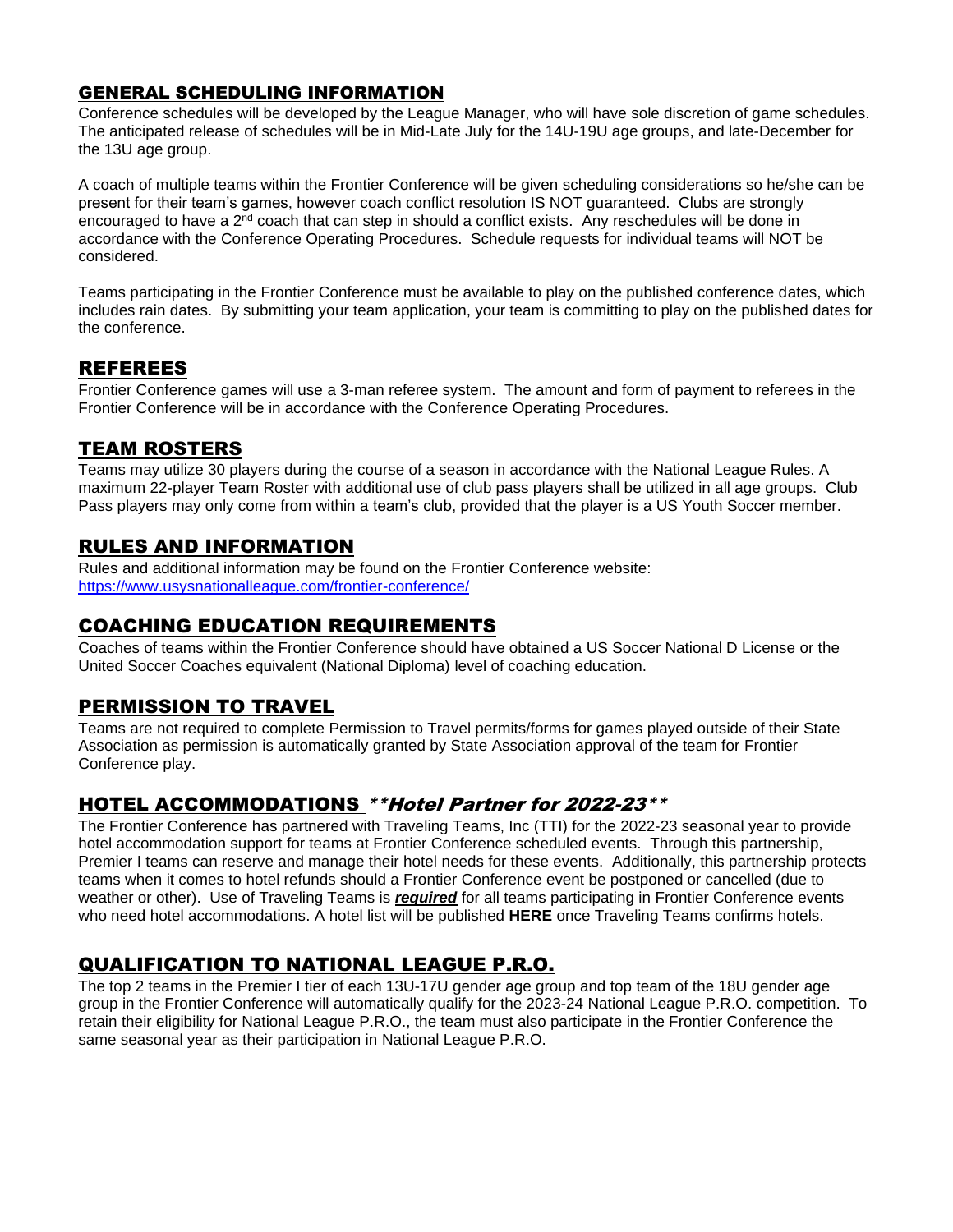## GENERAL SCHEDULING INFORMATION

Conference schedules will be developed by the League Manager, who will have sole discretion of game schedules. The anticipated release of schedules will be in Mid-Late July for the 14U-19U age groups, and late-December for the 13U age group.

A coach of multiple teams within the Frontier Conference will be given scheduling considerations so he/she can be present for their team's games, however coach conflict resolution IS NOT guaranteed. Clubs are strongly encouraged to have a 2nd coach that can step in should a conflict exists. Any reschedules will be done in accordance with the Conference Operating Procedures. Schedule requests for individual teams will NOT be considered.

Teams participating in the Frontier Conference must be available to play on the published conference dates, which includes rain dates. By submitting your team application, your team is committing to play on the published dates for the conference.

## REFEREES

Frontier Conference games will use a 3-man referee system. The amount and form of payment to referees in the Frontier Conference will be in accordance with the Conference Operating Procedures.

## TEAM ROSTERS

Teams may utilize 30 players during the course of a season in accordance with the National League Rules. A maximum 22-player Team Roster with additional use of club pass players shall be utilized in all age groups. Club Pass players may only come from within a team's club, provided that the player is a US Youth Soccer member.

## RULES AND INFORMATION

Rules and additional information may be found on the Frontier Conference website:
https://www.usysnationalleague.com/frontier-conference/

## COACHING EDUCATION REQUIREMENTS

Coaches of teams within the Frontier Conference should have obtained a US Soccer National D License or the United Soccer Coaches equivalent (National Diploma) level of coaching education.

## PERMISSION TO TRAVEL

Teams are not required to complete Permission to Travel permits/forms for games played outside of their State Association as permission is automatically granted by State Association approval of the team for Frontier Conference play.

## HOTEL ACCOMMODATIONS *\*\*Hotel Partner for 2022-23\*\**

The Frontier Conference has partnered with Traveling Teams, Inc (TTI) for the 2022-23 seasonal year to provide hotel accommodation support for teams at Frontier Conference scheduled events. Through this partnership, Premier I teams can reserve and manage their hotel needs for these events. Additionally, this partnership protects teams when it comes to hotel refunds should a Frontier Conference event be postponed or cancelled (due to weather or other). Use of Traveling Teams is ***required*** for all teams participating in Frontier Conference events who need hotel accommodations. A hotel list will be published **HERE** once Traveling Teams confirms hotels.

## QUALIFICATION TO NATIONAL LEAGUE P.R.O.

The top 2 teams in the Premier I tier of each 13U-17U gender age group and top team of the 18U gender age group in the Frontier Conference will automatically qualify for the 2023-24 National League P.R.O. competition. To retain their eligibility for National League P.R.O., the team must also participate in the Frontier Conference the same seasonal year as their participation in National League P.R.O.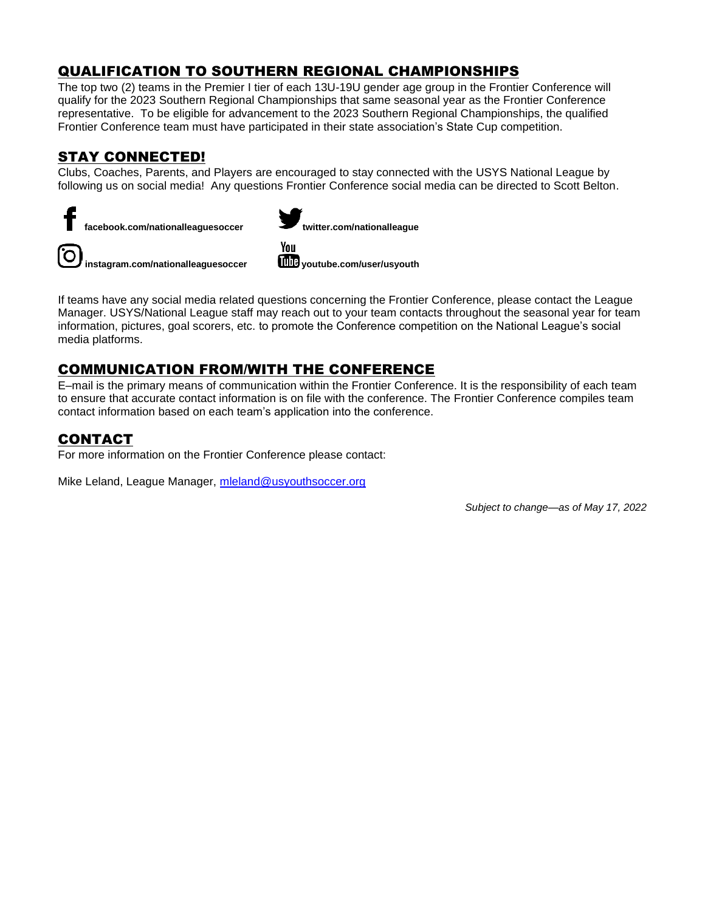## QUALIFICATION TO SOUTHERN REGIONAL CHAMPIONSHIPS

The top two (2) teams in the Premier I tier of each 13U-19U gender age group in the Frontier Conference will qualify for the 2023 Southern Regional Championships that same seasonal year as the Frontier Conference representative. To be eligible for advancement to the 2023 Southern Regional Championships, the qualified Frontier Conference team must have participated in their state association's State Cup competition.

## STAY CONNECTED!

Clubs, Coaches, Parents, and Players are encouraged to stay connected with the USYS National League by following us on social media! Any questions Frontier Conference social media can be directed to Scott Belton.

**facebook.com/nationalleaguesoccer**

**twitter.com/nationalleague**

**instagram.com/nationalleaguesoccer**

**youtube.com/user/usyouth**

If teams have any social media related questions concerning the Frontier Conference, please contact the League Manager. USYS/National League staff may reach out to your team contacts throughout the seasonal year for team information, pictures, goal scorers, etc. to promote the Conference competition on the National League's social media platforms.

## COMMUNICATION FROM/WITH THE CONFERENCE

E–mail is the primary means of communication within the Frontier Conference. It is the responsibility of each team to ensure that accurate contact information is on file with the conference. The Frontier Conference compiles team contact information based on each team's application into the conference.

## CONTACT

For more information on the Frontier Conference please contact:

Mike Leland, League Manager, mleland@usyouthsoccer.org

*Subject to change—as of May 17, 2022*